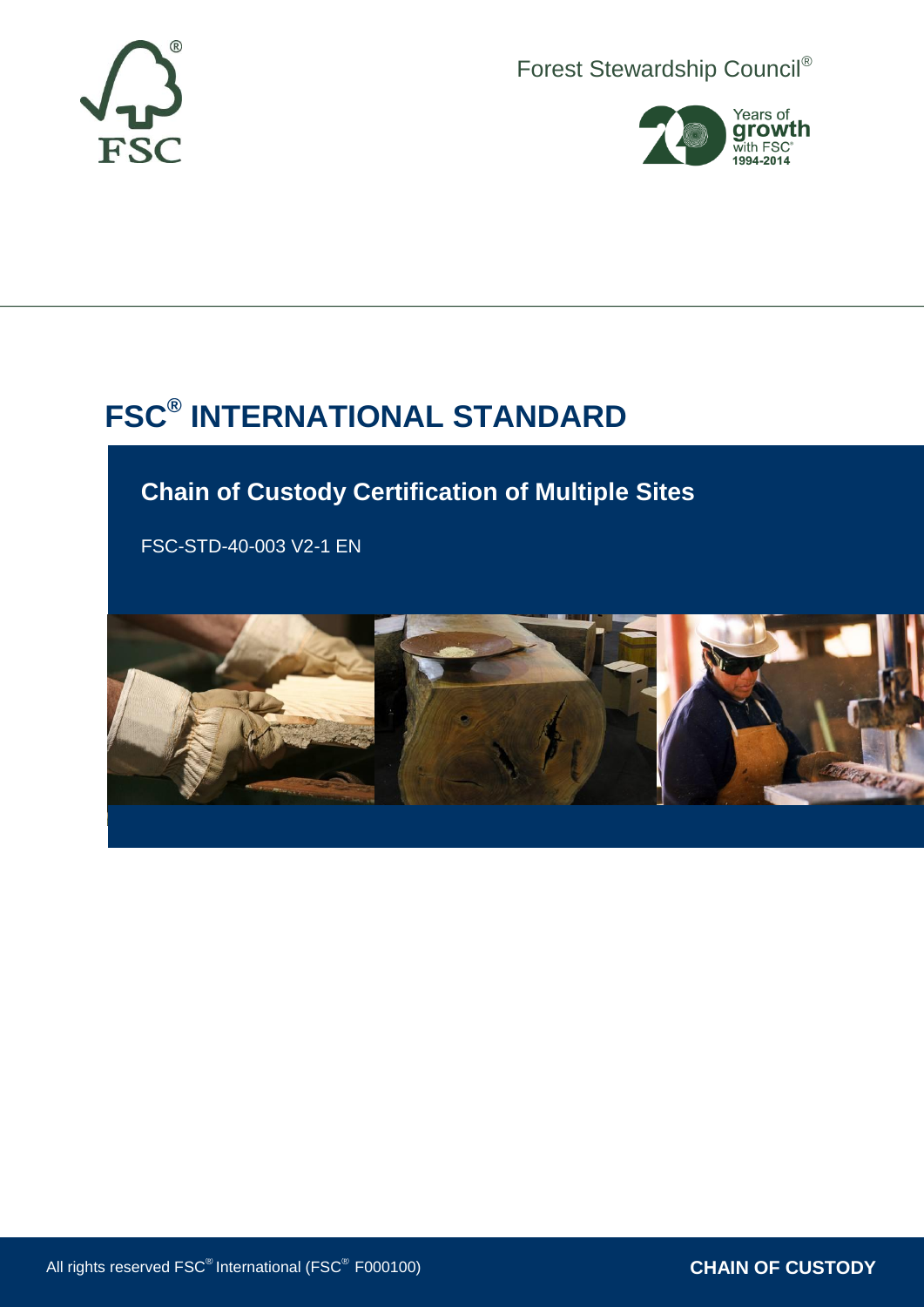Forest Stewardship Council®

# FSC® INTERNATIONAL STANDARD

## Chain of Custody Certification of Multiple Sites

FSC-STD-40-003 V2-1 EN

All rights reserved FSC® International (FSC® F000100)

CHAIN OF CUSTODY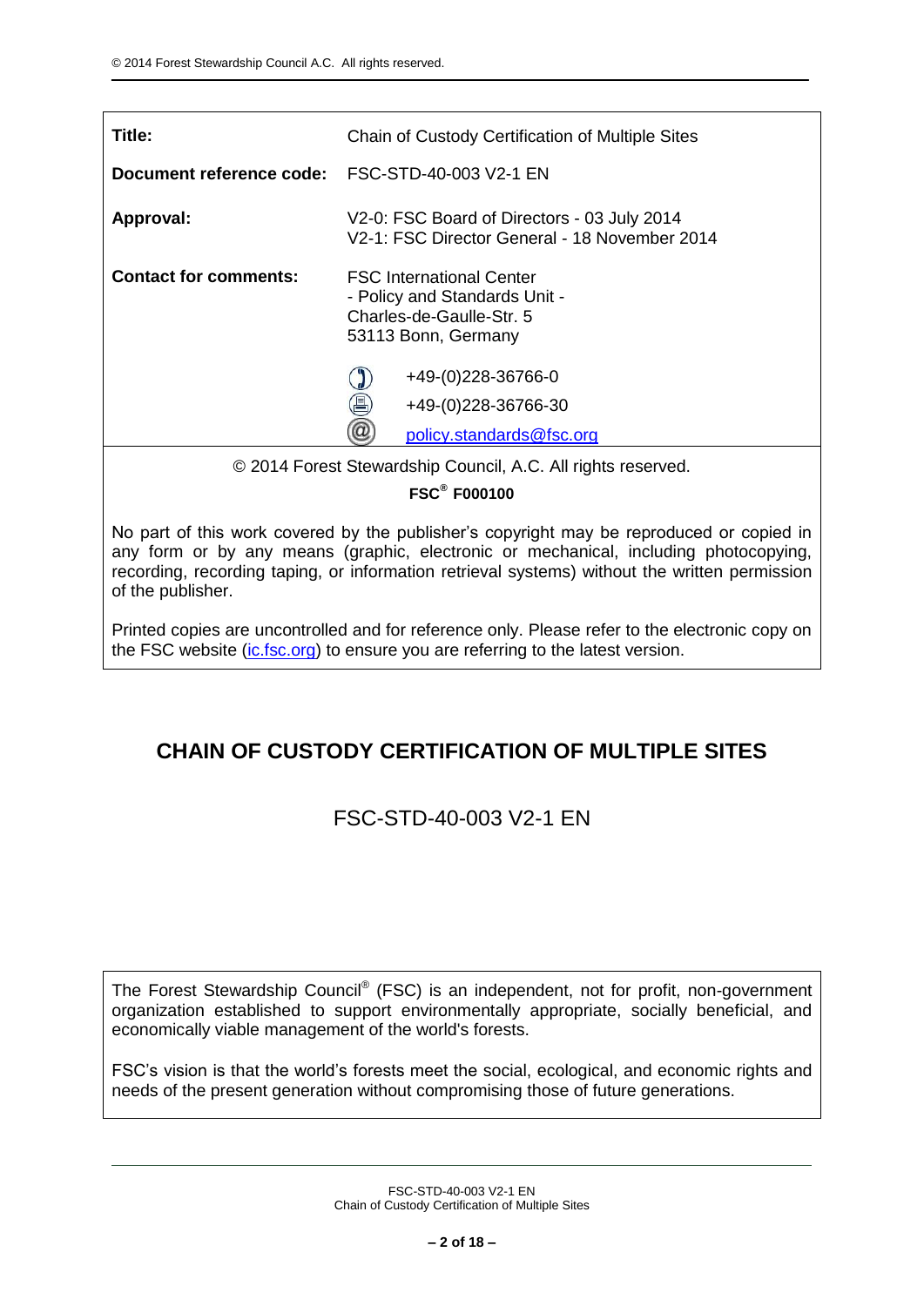| | |
|---|---|
| **Title:** | Chain of Custody Certification of Multiple Sites |
| **Document reference code:** | FSC-STD-40-003 V2-1 EN |
| **Approval:** | V2-0: FSC Board of Directors - 03 July 2014<br>V2-1: FSC Director General - 18 November 2014 |
| **Contact for comments:** | FSC International Center<br>- Policy and Standards Unit -<br>Charles-de-Gaulle-Str. 5<br>53113 Bonn, Germany<br><br>+49-(0)228-36766-0<br>+49-(0)228-36766-30<br>policy.standards@fsc.org |

© 2014 Forest Stewardship Council, A.C. All rights reserved.

**FSC® F000100**

No part of this work covered by the publisher's copyright may be reproduced or copied in any form or by any means (graphic, electronic or mechanical, including photocopying, recording, recording taping, or information retrieval systems) without the written permission of the publisher.

Printed copies are uncontrolled and for reference only. Please refer to the electronic copy on the FSC website (ic.fsc.org) to ensure you are referring to the latest version.

# CHAIN OF CUSTODY CERTIFICATION OF MULTIPLE SITES

## FSC-STD-40-003 V2-1 EN

The Forest Stewardship Council® (FSC) is an independent, not for profit, non-government organization established to support environmentally appropriate, socially beneficial, and economically viable management of the world's forests.

FSC's vision is that the world's forests meet the social, ecological, and economic rights and needs of the present generation without compromising those of future generations.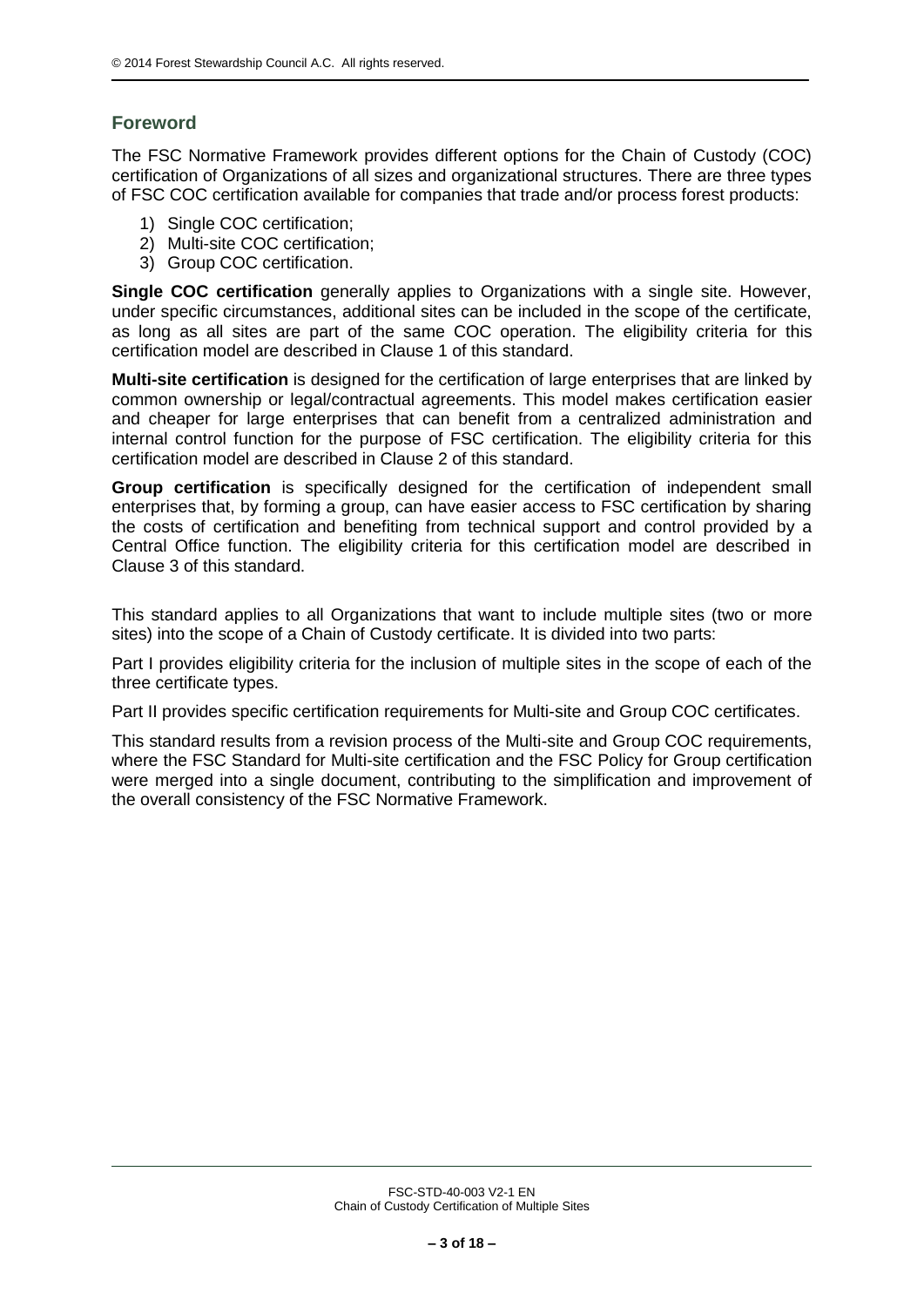## Foreword

The FSC Normative Framework provides different options for the Chain of Custody (COC) certification of Organizations of all sizes and organizational structures. There are three types of FSC COC certification available for companies that trade and/or process forest products:

1) Single COC certification;
2) Multi-site COC certification;
3) Group COC certification.

**Single COC certification** generally applies to Organizations with a single site. However, under specific circumstances, additional sites can be included in the scope of the certificate, as long as all sites are part of the same COC operation. The eligibility criteria for this certification model are described in Clause 1 of this standard.

**Multi-site certification** is designed for the certification of large enterprises that are linked by common ownership or legal/contractual agreements. This model makes certification easier and cheaper for large enterprises that can benefit from a centralized administration and internal control function for the purpose of FSC certification. The eligibility criteria for this certification model are described in Clause 2 of this standard.

**Group certification** is specifically designed for the certification of independent small enterprises that, by forming a group, can have easier access to FSC certification by sharing the costs of certification and benefiting from technical support and control provided by a Central Office function. The eligibility criteria for this certification model are described in Clause 3 of this standard.

This standard applies to all Organizations that want to include multiple sites (two or more sites) into the scope of a Chain of Custody certificate. It is divided into two parts:

Part I provides eligibility criteria for the inclusion of multiple sites in the scope of each of the three certificate types.

Part II provides specific certification requirements for Multi-site and Group COC certificates.

This standard results from a revision process of the Multi-site and Group COC requirements, where the FSC Standard for Multi-site certification and the FSC Policy for Group certification were merged into a single document, contributing to the simplification and improvement of the overall consistency of the FSC Normative Framework.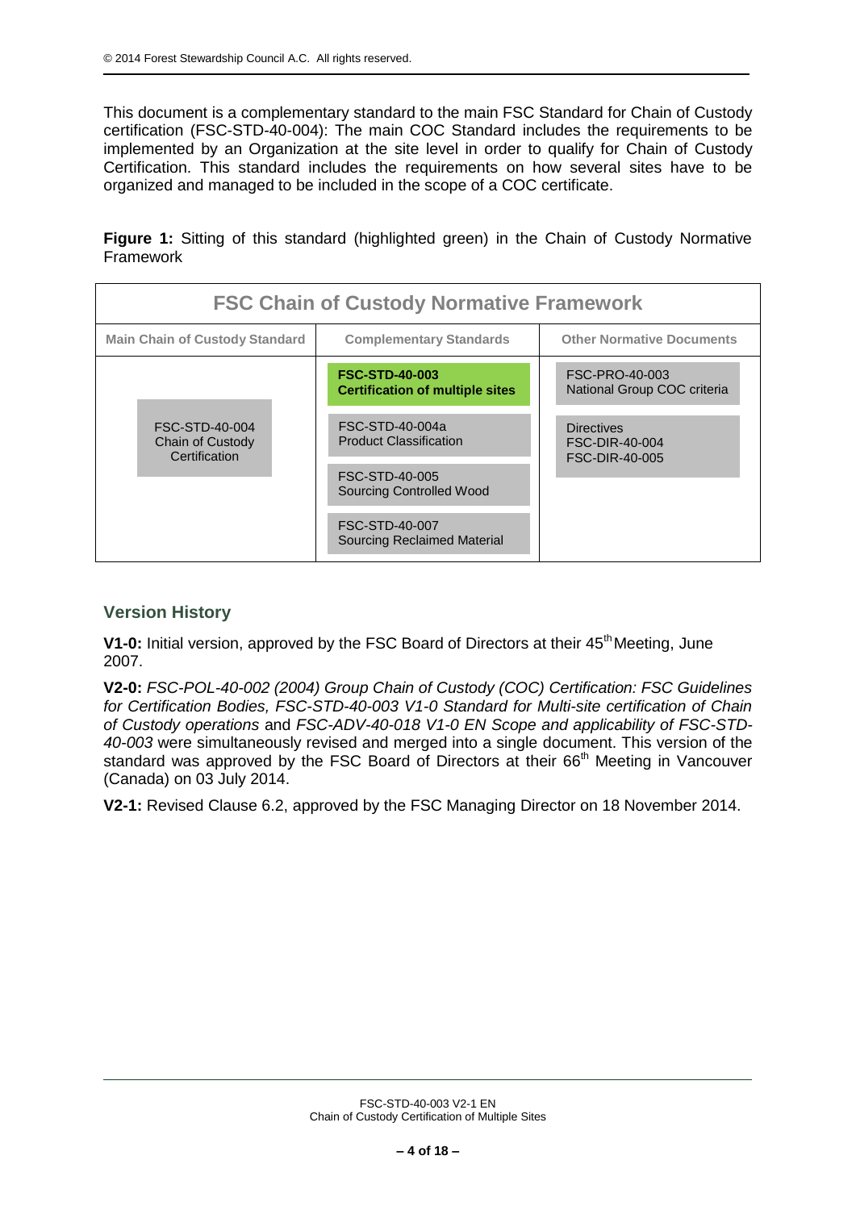This document is a complementary standard to the main FSC Standard for Chain of Custody certification (FSC-STD-40-004): The main COC Standard includes the requirements to be implemented by an Organization at the site level in order to qualify for Chain of Custody Certification. This standard includes the requirements on how several sites have to be organized and managed to be included in the scope of a COC certificate.

**Figure 1:** Sitting of this standard (highlighted green) in the Chain of Custody Normative Framework

| FSC Chain of Custody Normative Framework | | |
|---|---|---|
| **Main Chain of Custody Standard** | **Complementary Standards** | **Other Normative Documents** |
| FSC-STD-40-004 Chain of Custody Certification | **FSC-STD-40-003 Certification of multiple sites** | FSC-PRO-40-003 National Group COC criteria |
| | FSC-STD-40-004a Product Classification | Directives FSC-DIR-40-004 FSC-DIR-40-005 |
| | FSC-STD-40-005 Sourcing Controlled Wood | |
| | FSC-STD-40-007 Sourcing Reclaimed Material | |

## Version History

**V1-0:** Initial version, approved by the FSC Board of Directors at their 45th Meeting, June 2007.

**V2-0:** *FSC-POL-40-002 (2004) Group Chain of Custody (COC) Certification: FSC Guidelines for Certification Bodies, FSC-STD-40-003 V1-0 Standard for Multi-site certification of Chain of Custody operations* and *FSC-ADV-40-018 V1-0 EN Scope and applicability of FSC-STD-40-003* were simultaneously revised and merged into a single document. This version of the standard was approved by the FSC Board of Directors at their 66th Meeting in Vancouver (Canada) on 03 July 2014.

**V2-1:** Revised Clause 6.2, approved by the FSC Managing Director on 18 November 2014.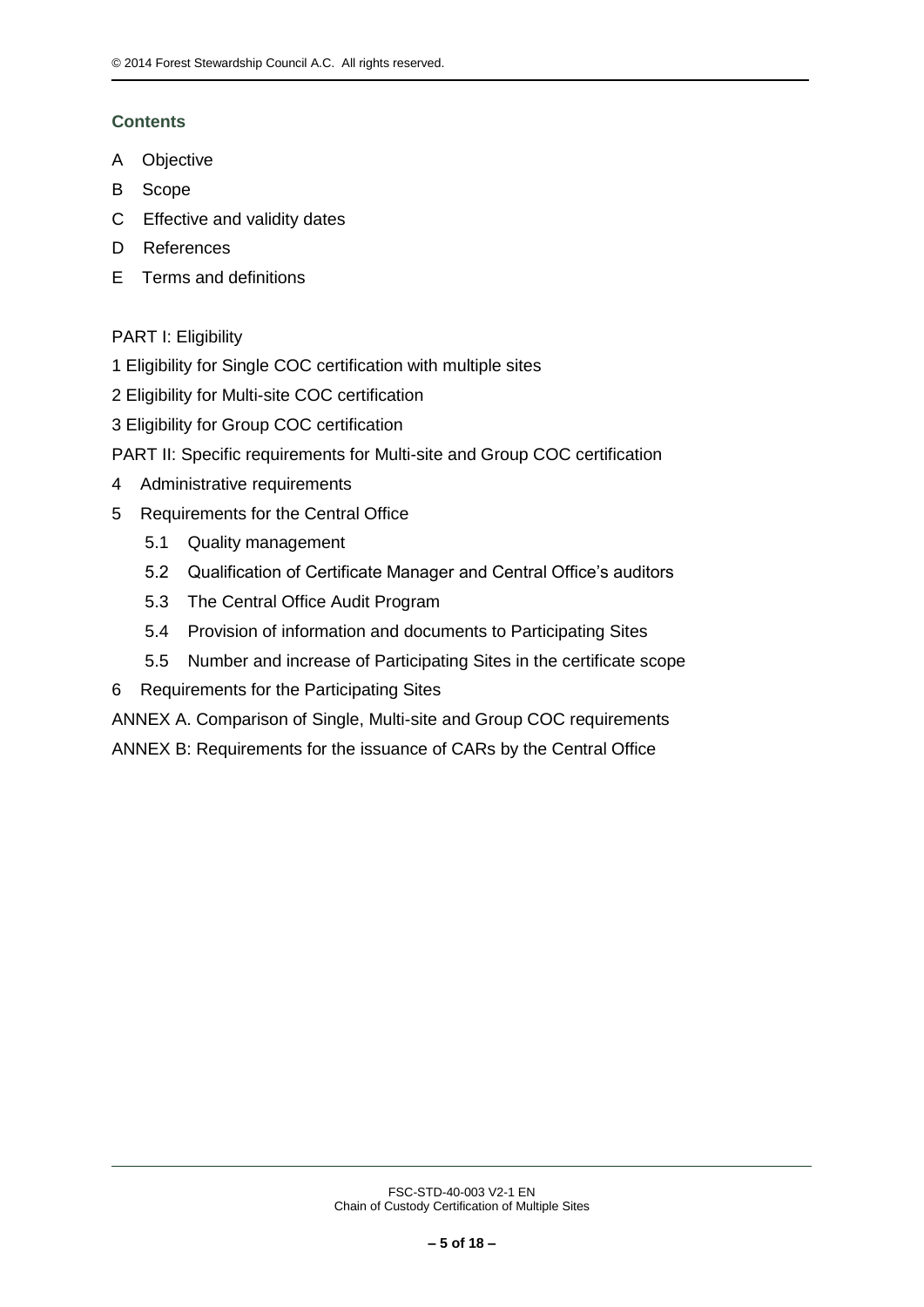## Contents

A Objective

B Scope

C Effective and validity dates

D References

E Terms and definitions

PART I: Eligibility

1 Eligibility for Single COC certification with multiple sites

2 Eligibility for Multi-site COC certification

3 Eligibility for Group COC certification

PART II: Specific requirements for Multi-site and Group COC certification

4 Administrative requirements

5 Requirements for the Central Office

- 5.1 Quality management
- 5.2 Qualification of Certificate Manager and Central Office's auditors
- 5.3 The Central Office Audit Program
- 5.4 Provision of information and documents to Participating Sites
- 5.5 Number and increase of Participating Sites in the certificate scope

6 Requirements for the Participating Sites

ANNEX A. Comparison of Single, Multi-site and Group COC requirements

ANNEX B: Requirements for the issuance of CARs by the Central Office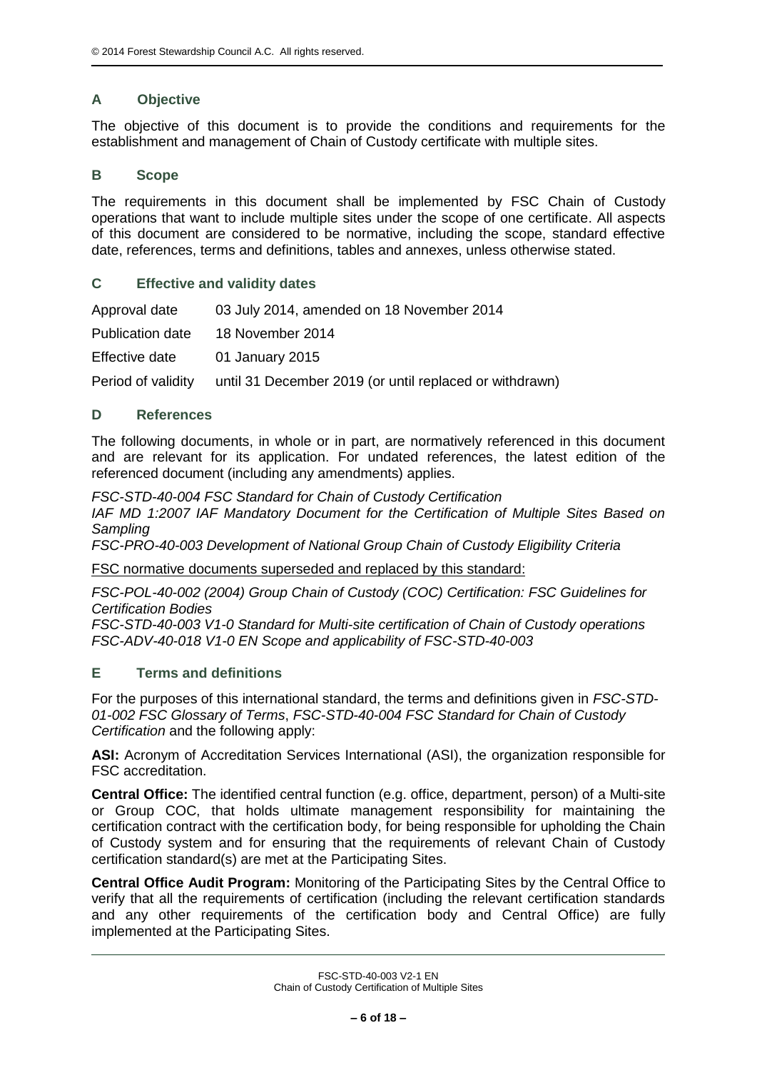## A Objective

The objective of this document is to provide the conditions and requirements for the establishment and management of Chain of Custody certificate with multiple sites.

## B Scope

The requirements in this document shall be implemented by FSC Chain of Custody operations that want to include multiple sites under the scope of one certificate. All aspects of this document are considered to be normative, including the scope, standard effective date, references, terms and definitions, tables and annexes, unless otherwise stated.

## C Effective and validity dates

| | |
|---|---|
| Approval date | 03 July 2014, amended on 18 November 2014 |
| Publication date | 18 November 2014 |
| Effective date | 01 January 2015 |
| Period of validity | until 31 December 2019 (or until replaced or withdrawn) |

## D References

The following documents, in whole or in part, are normatively referenced in this document and are relevant for its application. For undated references, the latest edition of the referenced document (including any amendments) applies.

*FSC-STD-40-004 FSC Standard for Chain of Custody Certification*
*IAF MD 1:2007 IAF Mandatory Document for the Certification of Multiple Sites Based on Sampling*
*FSC-PRO-40-003 Development of National Group Chain of Custody Eligibility Criteria*

<u>FSC normative documents superseded and replaced by this standard:</u>

*FSC-POL-40-002 (2004) Group Chain of Custody (COC) Certification: FSC Guidelines for Certification Bodies*
*FSC-STD-40-003 V1-0 Standard for Multi-site certification of Chain of Custody operations*
*FSC-ADV-40-018 V1-0 EN Scope and applicability of FSC-STD-40-003*

## E Terms and definitions

For the purposes of this international standard, the terms and definitions given in *FSC-STD-01-002 FSC Glossary of Terms*, *FSC-STD-40-004 FSC Standard for Chain of Custody Certification* and the following apply:

**ASI:** Acronym of Accreditation Services International (ASI), the organization responsible for FSC accreditation.

**Central Office:** The identified central function (e.g. office, department, person) of a Multi-site or Group COC, that holds ultimate management responsibility for maintaining the certification contract with the certification body, for being responsible for upholding the Chain of Custody system and for ensuring that the requirements of relevant Chain of Custody certification standard(s) are met at the Participating Sites.

**Central Office Audit Program:** Monitoring of the Participating Sites by the Central Office to verify that all the requirements of certification (including the relevant certification standards and any other requirements of the certification body and Central Office) are fully implemented at the Participating Sites.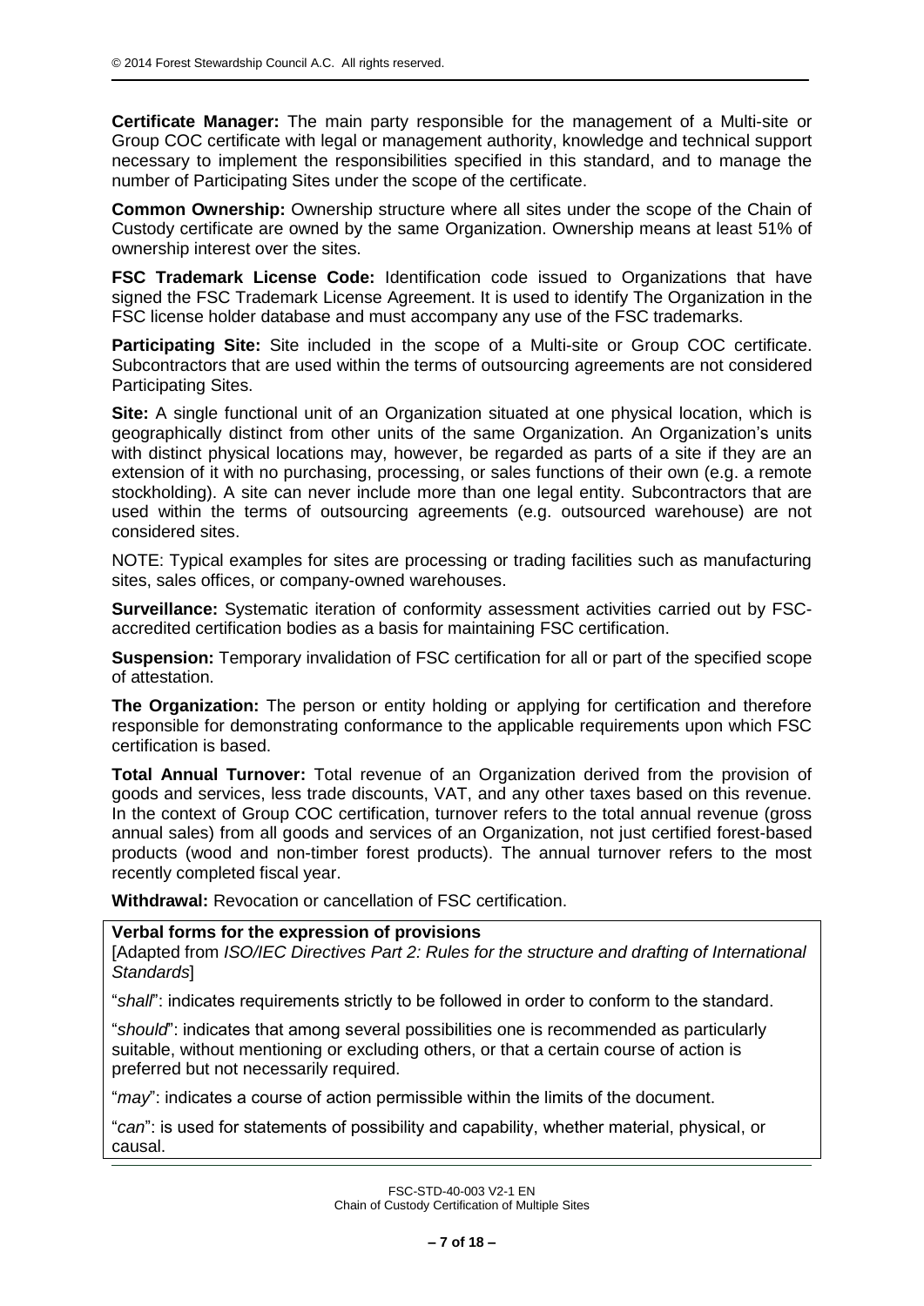**Certificate Manager:** The main party responsible for the management of a Multi-site or Group COC certificate with legal or management authority, knowledge and technical support necessary to implement the responsibilities specified in this standard, and to manage the number of Participating Sites under the scope of the certificate.

**Common Ownership:** Ownership structure where all sites under the scope of the Chain of Custody certificate are owned by the same Organization. Ownership means at least 51% of ownership interest over the sites.

**FSC Trademark License Code:** Identification code issued to Organizations that have signed the FSC Trademark License Agreement. It is used to identify The Organization in the FSC license holder database and must accompany any use of the FSC trademarks.

**Participating Site:** Site included in the scope of a Multi-site or Group COC certificate. Subcontractors that are used within the terms of outsourcing agreements are not considered Participating Sites.

**Site:** A single functional unit of an Organization situated at one physical location, which is geographically distinct from other units of the same Organization. An Organization's units with distinct physical locations may, however, be regarded as parts of a site if they are an extension of it with no purchasing, processing, or sales functions of their own (e.g. a remote stockholding). A site can never include more than one legal entity. Subcontractors that are used within the terms of outsourcing agreements (e.g. outsourced warehouse) are not considered sites.

NOTE: Typical examples for sites are processing or trading facilities such as manufacturing sites, sales offices, or company-owned warehouses.

**Surveillance:** Systematic iteration of conformity assessment activities carried out by FSC-accredited certification bodies as a basis for maintaining FSC certification.

**Suspension:** Temporary invalidation of FSC certification for all or part of the specified scope of attestation.

**The Organization:** The person or entity holding or applying for certification and therefore responsible for demonstrating conformance to the applicable requirements upon which FSC certification is based.

**Total Annual Turnover:** Total revenue of an Organization derived from the provision of goods and services, less trade discounts, VAT, and any other taxes based on this revenue. In the context of Group COC certification, turnover refers to the total annual revenue (gross annual sales) from all goods and services of an Organization, not just certified forest-based products (wood and non-timber forest products). The annual turnover refers to the most recently completed fiscal year.

**Withdrawal:** Revocation or cancellation of FSC certification.

**Verbal forms for the expression of provisions**
[Adapted from *ISO/IEC Directives Part 2: Rules for the structure and drafting of International Standards*]

"*shall*": indicates requirements strictly to be followed in order to conform to the standard.

"*should*": indicates that among several possibilities one is recommended as particularly suitable, without mentioning or excluding others, or that a certain course of action is preferred but not necessarily required.

"*may*": indicates a course of action permissible within the limits of the document.

"*can*": is used for statements of possibility and capability, whether material, physical, or causal.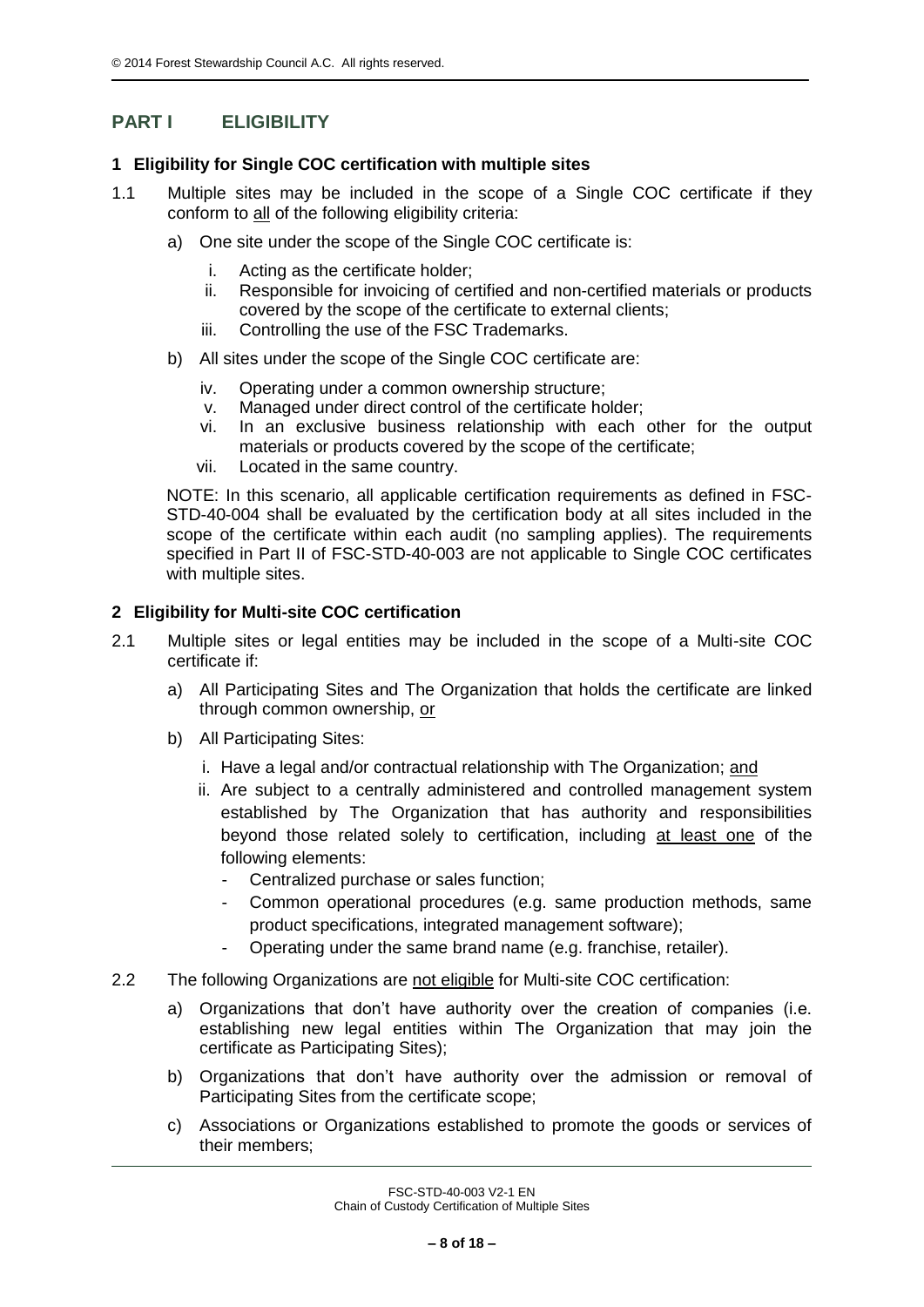## PART I ELIGIBILITY

### 1 Eligibility for Single COC certification with multiple sites

1.1 Multiple sites may be included in the scope of a Single COC certificate if they conform to all of the following eligibility criteria:

a) One site under the scope of the Single COC certificate is:

i. Acting as the certificate holder;
ii. Responsible for invoicing of certified and non-certified materials or products covered by the scope of the certificate to external clients;
iii. Controlling the use of the FSC Trademarks.

b) All sites under the scope of the Single COC certificate are:

iv. Operating under a common ownership structure;
v. Managed under direct control of the certificate holder;
vi. In an exclusive business relationship with each other for the output materials or products covered by the scope of the certificate;
vii. Located in the same country.

NOTE: In this scenario, all applicable certification requirements as defined in FSC-STD-40-004 shall be evaluated by the certification body at all sites included in the scope of the certificate within each audit (no sampling applies). The requirements specified in Part II of FSC-STD-40-003 are not applicable to Single COC certificates with multiple sites.

### 2 Eligibility for Multi-site COC certification

2.1 Multiple sites or legal entities may be included in the scope of a Multi-site COC certificate if:

a) All Participating Sites and The Organization that holds the certificate are linked through common ownership, or

b) All Participating Sites:

i. Have a legal and/or contractual relationship with The Organization; and
ii. Are subject to a centrally administered and controlled management system established by The Organization that has authority and responsibilities beyond those related solely to certification, including at least one of the following elements:
- Centralized purchase or sales function;
- Common operational procedures (e.g. same production methods, same product specifications, integrated management software);
- Operating under the same brand name (e.g. franchise, retailer).

2.2 The following Organizations are not eligible for Multi-site COC certification:

a) Organizations that don't have authority over the creation of companies (i.e. establishing new legal entities within The Organization that may join the certificate as Participating Sites);

b) Organizations that don't have authority over the admission or removal of Participating Sites from the certificate scope;

c) Associations or Organizations established to promote the goods or services of their members;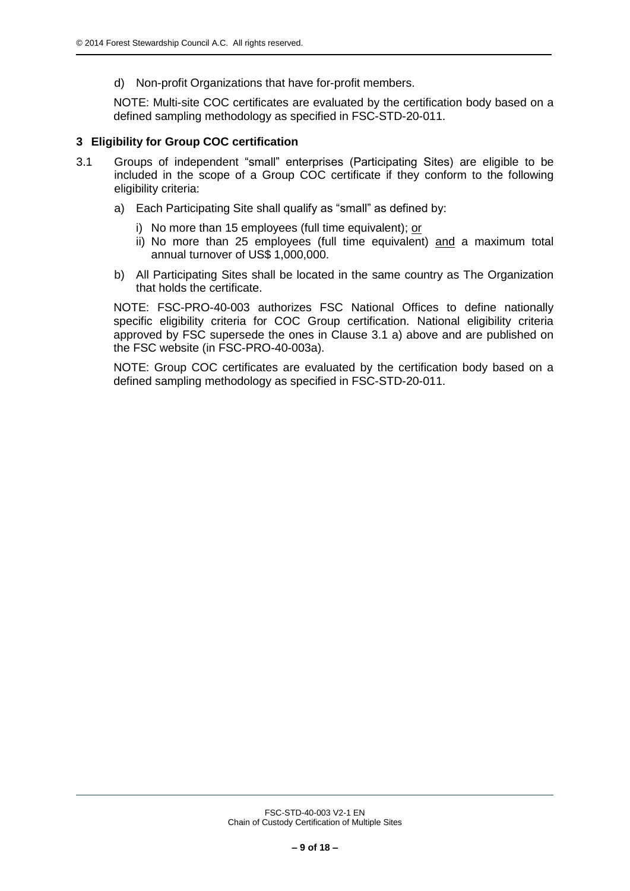d) Non-profit Organizations that have for-profit members.

NOTE: Multi-site COC certificates are evaluated by the certification body based on a defined sampling methodology as specified in FSC-STD-20-011.

## 3 Eligibility for Group COC certification

3.1 Groups of independent "small" enterprises (Participating Sites) are eligible to be included in the scope of a Group COC certificate if they conform to the following eligibility criteria:

a) Each Participating Site shall qualify as "small" as defined by:

   i) No more than 15 employees (full time equivalent); <u>or</u>

   ii) No more than 25 employees (full time equivalent) <u>and</u> a maximum total annual turnover of US$ 1,000,000.

b) All Participating Sites shall be located in the same country as The Organization that holds the certificate.

NOTE: FSC-PRO-40-003 authorizes FSC National Offices to define nationally specific eligibility criteria for COC Group certification. National eligibility criteria approved by FSC supersede the ones in Clause 3.1 a) above and are published on the FSC website (in FSC-PRO-40-003a).

NOTE: Group COC certificates are evaluated by the certification body based on a defined sampling methodology as specified in FSC-STD-20-011.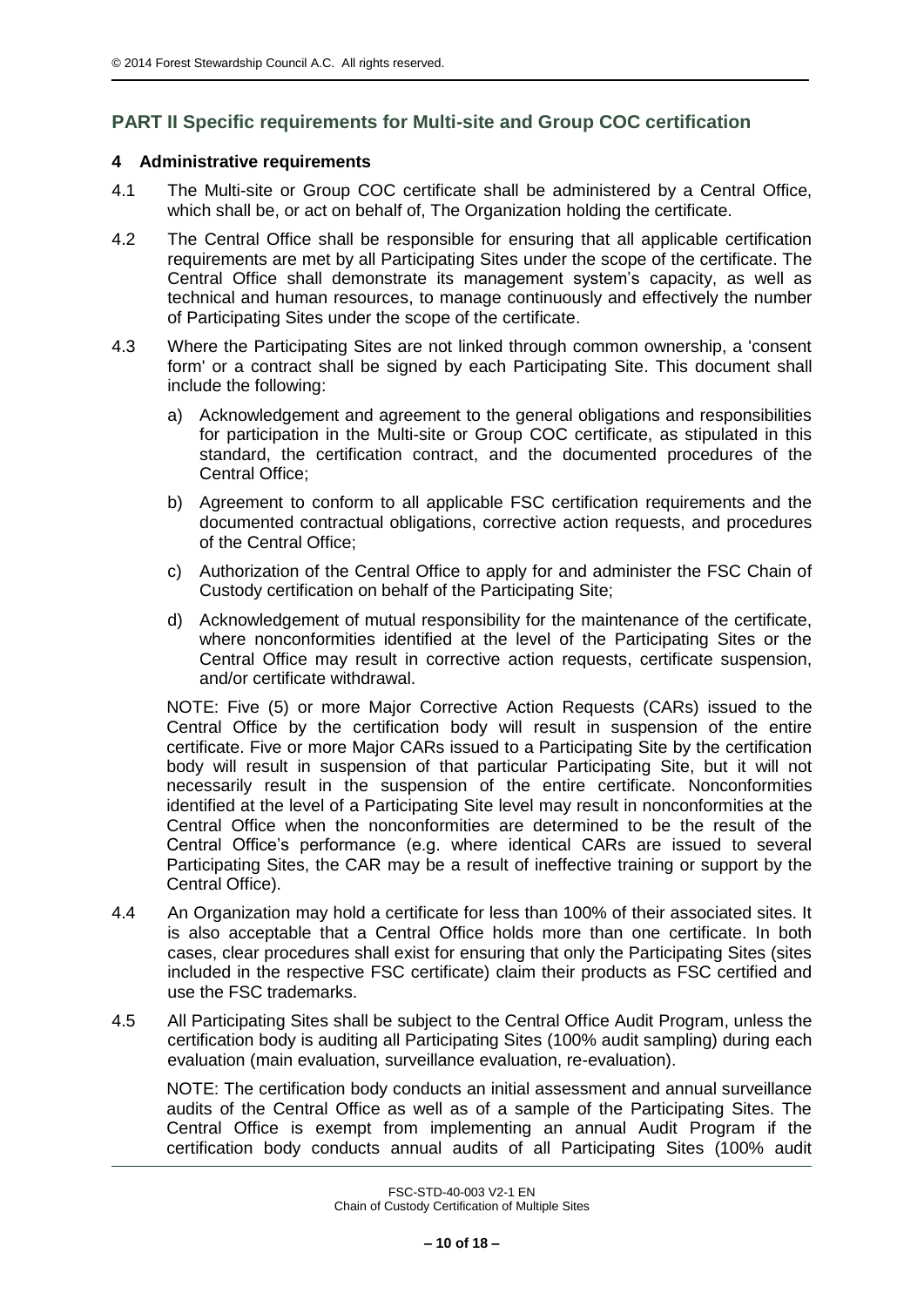## PART II Specific requirements for Multi-site and Group COC certification

### 4 Administrative requirements

4.1 The Multi-site or Group COC certificate shall be administered by a Central Office, which shall be, or act on behalf of, The Organization holding the certificate.

4.2 The Central Office shall be responsible for ensuring that all applicable certification requirements are met by all Participating Sites under the scope of the certificate. The Central Office shall demonstrate its management system's capacity, as well as technical and human resources, to manage continuously and effectively the number of Participating Sites under the scope of the certificate.

4.3 Where the Participating Sites are not linked through common ownership, a 'consent form' or a contract shall be signed by each Participating Site. This document shall include the following:

a) Acknowledgement and agreement to the general obligations and responsibilities for participation in the Multi-site or Group COC certificate, as stipulated in this standard, the certification contract, and the documented procedures of the Central Office;

b) Agreement to conform to all applicable FSC certification requirements and the documented contractual obligations, corrective action requests, and procedures of the Central Office;

c) Authorization of the Central Office to apply for and administer the FSC Chain of Custody certification on behalf of the Participating Site;

d) Acknowledgement of mutual responsibility for the maintenance of the certificate, where nonconformities identified at the level of the Participating Sites or the Central Office may result in corrective action requests, certificate suspension, and/or certificate withdrawal.

NOTE: Five (5) or more Major Corrective Action Requests (CARs) issued to the Central Office by the certification body will result in suspension of the entire certificate. Five or more Major CARs issued to a Participating Site by the certification body will result in suspension of that particular Participating Site, but it will not necessarily result in the suspension of the entire certificate. Nonconformities identified at the level of a Participating Site level may result in nonconformities at the Central Office when the nonconformities are determined to be the result of the Central Office's performance (e.g. where identical CARs are issued to several Participating Sites, the CAR may be a result of ineffective training or support by the Central Office).

4.4 An Organization may hold a certificate for less than 100% of their associated sites. It is also acceptable that a Central Office holds more than one certificate. In both cases, clear procedures shall exist for ensuring that only the Participating Sites (sites included in the respective FSC certificate) claim their products as FSC certified and use the FSC trademarks.

4.5 All Participating Sites shall be subject to the Central Office Audit Program, unless the certification body is auditing all Participating Sites (100% audit sampling) during each evaluation (main evaluation, surveillance evaluation, re-evaluation).

NOTE: The certification body conducts an initial assessment and annual surveillance audits of the Central Office as well as of a sample of the Participating Sites. The Central Office is exempt from implementing an annual Audit Program if the certification body conducts annual audits of all Participating Sites (100% audit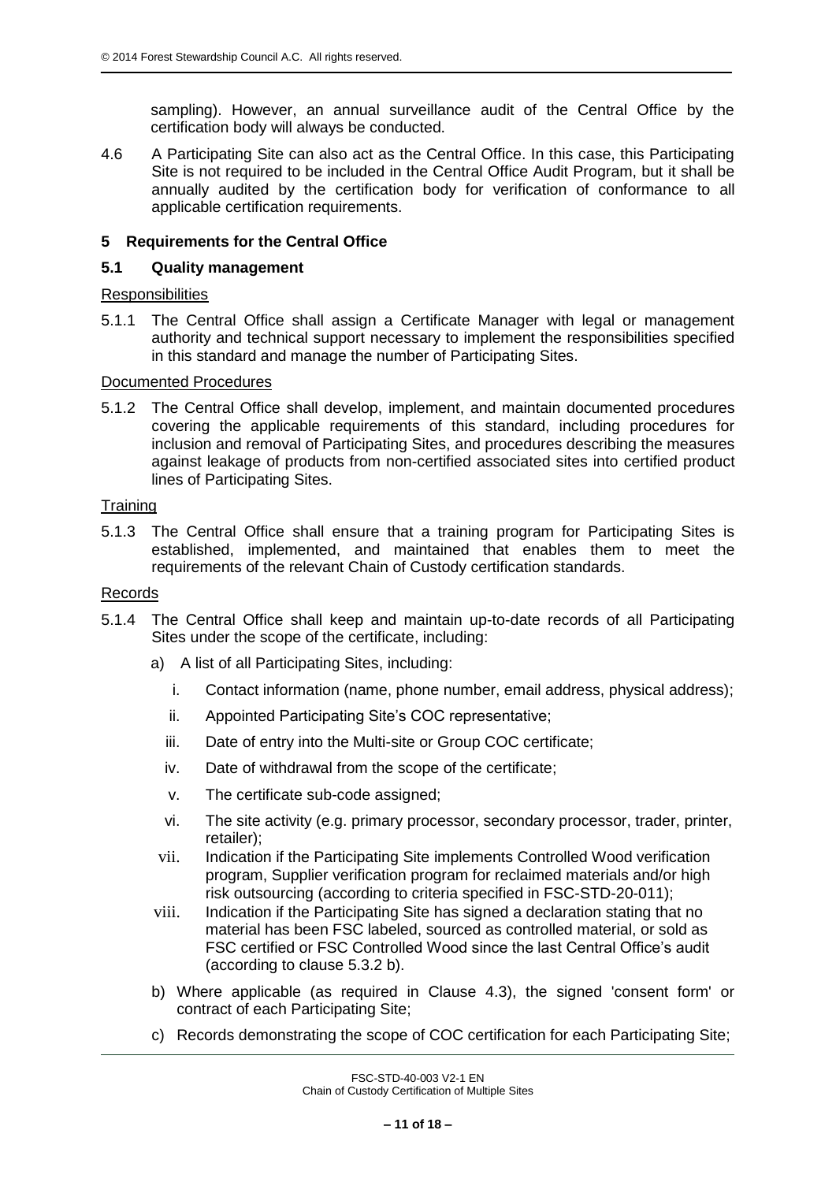sampling). However, an annual surveillance audit of the Central Office by the certification body will always be conducted.

4.6 A Participating Site can also act as the Central Office. In this case, this Participating Site is not required to be included in the Central Office Audit Program, but it shall be annually audited by the certification body for verification of conformance to all applicable certification requirements.

## 5 Requirements for the Central Office

### 5.1 Quality management

Responsibilities

5.1.1 The Central Office shall assign a Certificate Manager with legal or management authority and technical support necessary to implement the responsibilities specified in this standard and manage the number of Participating Sites.

Documented Procedures

5.1.2 The Central Office shall develop, implement, and maintain documented procedures covering the applicable requirements of this standard, including procedures for inclusion and removal of Participating Sites, and procedures describing the measures against leakage of products from non-certified associated sites into certified product lines of Participating Sites.

Training

5.1.3 The Central Office shall ensure that a training program for Participating Sites is established, implemented, and maintained that enables them to meet the requirements of the relevant Chain of Custody certification standards.

Records

5.1.4 The Central Office shall keep and maintain up-to-date records of all Participating Sites under the scope of the certificate, including:

a) A list of all Participating Sites, including:

   i. Contact information (name, phone number, email address, physical address);
   
   ii. Appointed Participating Site's COC representative;
   
   iii. Date of entry into the Multi-site or Group COC certificate;
   
   iv. Date of withdrawal from the scope of the certificate;
   
   v. The certificate sub-code assigned;
   
   vi. The site activity (e.g. primary processor, secondary processor, trader, printer, retailer);
   
   vii. Indication if the Participating Site implements Controlled Wood verification program, Supplier verification program for reclaimed materials and/or high risk outsourcing (according to criteria specified in FSC-STD-20-011);
   
   viii. Indication if the Participating Site has signed a declaration stating that no material has been FSC labeled, sourced as controlled material, or sold as FSC certified or FSC Controlled Wood since the last Central Office's audit (according to clause 5.3.2 b).

b) Where applicable (as required in Clause 4.3), the signed 'consent form' or contract of each Participating Site;

c) Records demonstrating the scope of COC certification for each Participating Site;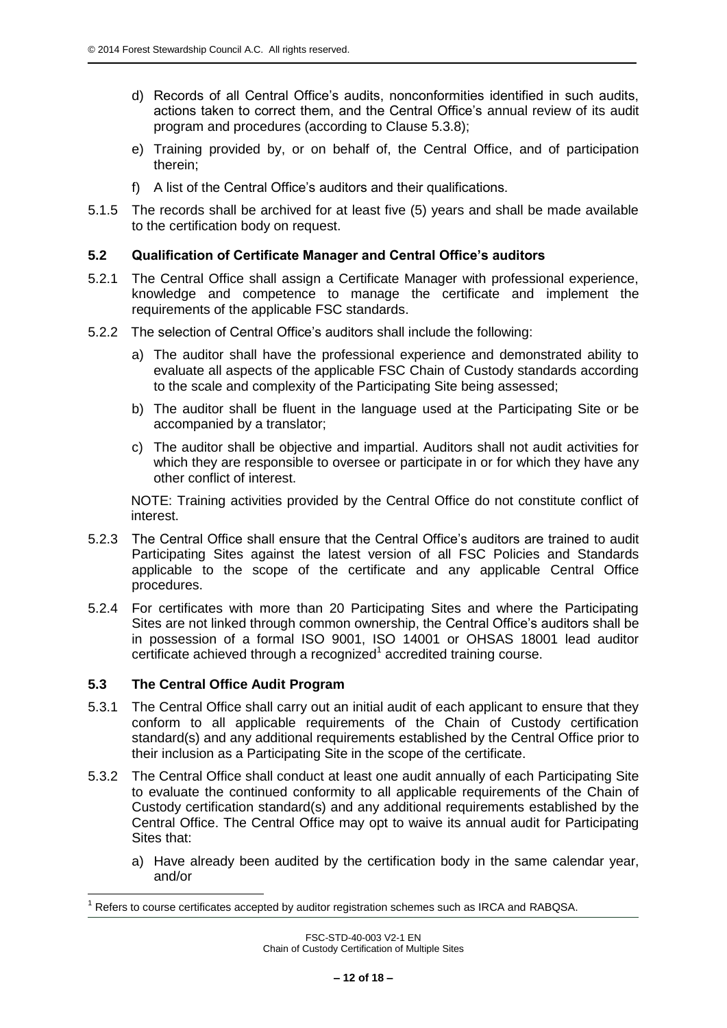d) Records of all Central Office's audits, nonconformities identified in such audits, actions taken to correct them, and the Central Office's annual review of its audit program and procedures (according to Clause 5.3.8);

e) Training provided by, or on behalf of, the Central Office, and of participation therein;

f) A list of the Central Office's auditors and their qualifications.

5.1.5 The records shall be archived for at least five (5) years and shall be made available to the certification body on request.

### 5.2 Qualification of Certificate Manager and Central Office's auditors

5.2.1 The Central Office shall assign a Certificate Manager with professional experience, knowledge and competence to manage the certificate and implement the requirements of the applicable FSC standards.

5.2.2 The selection of Central Office's auditors shall include the following:

a) The auditor shall have the professional experience and demonstrated ability to evaluate all aspects of the applicable FSC Chain of Custody standards according to the scale and complexity of the Participating Site being assessed;

b) The auditor shall be fluent in the language used at the Participating Site or be accompanied by a translator;

c) The auditor shall be objective and impartial. Auditors shall not audit activities for which they are responsible to oversee or participate in or for which they have any other conflict of interest.

NOTE: Training activities provided by the Central Office do not constitute conflict of interest.

5.2.3 The Central Office shall ensure that the Central Office's auditors are trained to audit Participating Sites against the latest version of all FSC Policies and Standards applicable to the scope of the certificate and any applicable Central Office procedures.

5.2.4 For certificates with more than 20 Participating Sites and where the Participating Sites are not linked through common ownership, the Central Office's auditors shall be in possession of a formal ISO 9001, ISO 14001 or OHSAS 18001 lead auditor certificate achieved through a recognized[1] accredited training course.

### 5.3 The Central Office Audit Program

5.3.1 The Central Office shall carry out an initial audit of each applicant to ensure that they conform to all applicable requirements of the Chain of Custody certification standard(s) and any additional requirements established by the Central Office prior to their inclusion as a Participating Site in the scope of the certificate.

5.3.2 The Central Office shall conduct at least one audit annually of each Participating Site to evaluate the continued conformity to all applicable requirements of the Chain of Custody certification standard(s) and any additional requirements established by the Central Office. The Central Office may opt to waive its annual audit for Participating Sites that:

a) Have already been audited by the certification body in the same calendar year, and/or

[1] Refers to course certificates accepted by auditor registration schemes such as IRCA and RABQSA.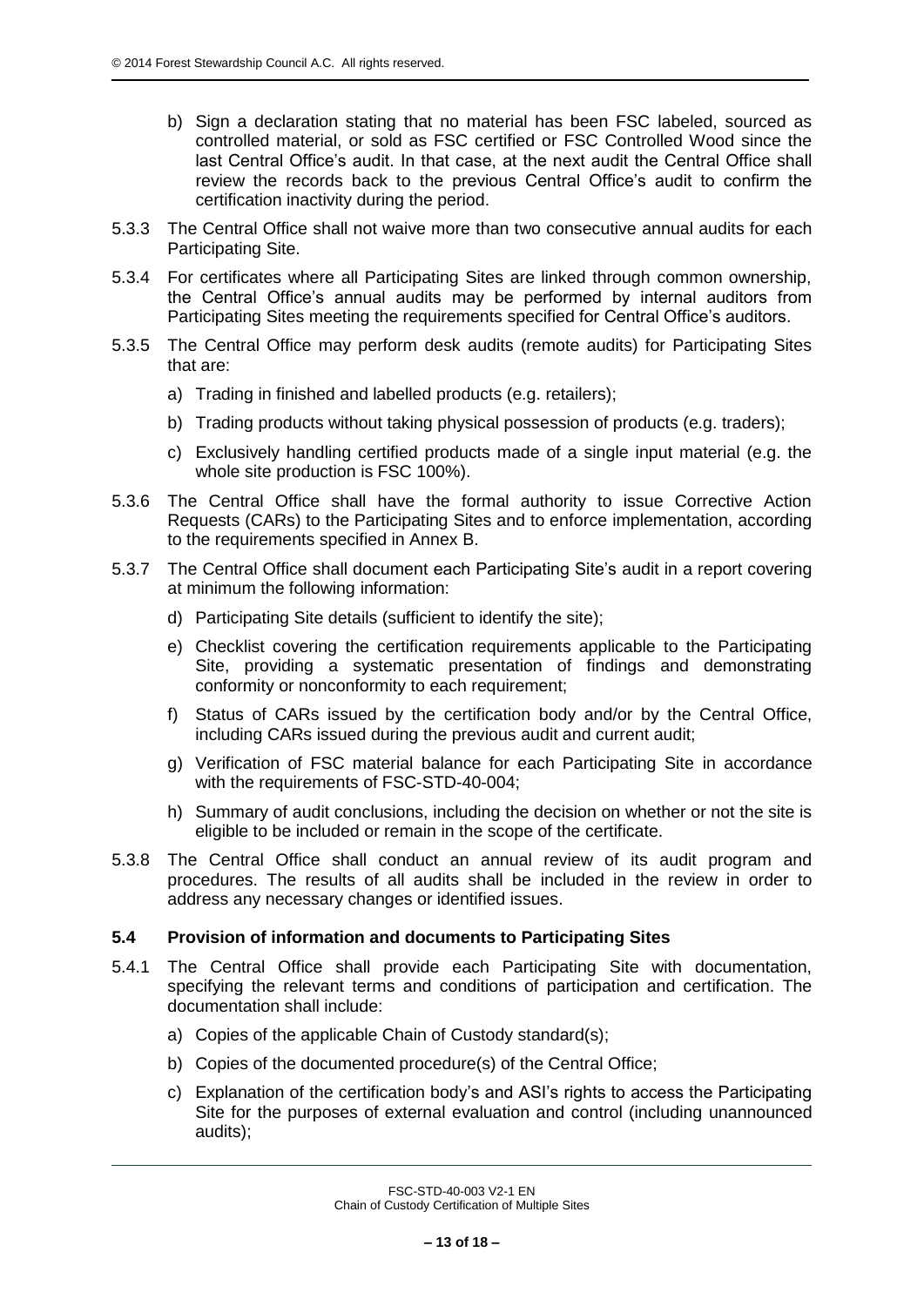b) Sign a declaration stating that no material has been FSC labeled, sourced as controlled material, or sold as FSC certified or FSC Controlled Wood since the last Central Office's audit. In that case, at the next audit the Central Office shall review the records back to the previous Central Office's audit to confirm the certification inactivity during the period.

5.3.3 The Central Office shall not waive more than two consecutive annual audits for each Participating Site.

5.3.4 For certificates where all Participating Sites are linked through common ownership, the Central Office's annual audits may be performed by internal auditors from Participating Sites meeting the requirements specified for Central Office's auditors.

5.3.5 The Central Office may perform desk audits (remote audits) for Participating Sites that are:

a) Trading in finished and labelled products (e.g. retailers);

b) Trading products without taking physical possession of products (e.g. traders);

c) Exclusively handling certified products made of a single input material (e.g. the whole site production is FSC 100%).

5.3.6 The Central Office shall have the formal authority to issue Corrective Action Requests (CARs) to the Participating Sites and to enforce implementation, according to the requirements specified in Annex B.

5.3.7 The Central Office shall document each Participating Site's audit in a report covering at minimum the following information:

d) Participating Site details (sufficient to identify the site);

e) Checklist covering the certification requirements applicable to the Participating Site, providing a systematic presentation of findings and demonstrating conformity or nonconformity to each requirement;

f) Status of CARs issued by the certification body and/or by the Central Office, including CARs issued during the previous audit and current audit;

g) Verification of FSC material balance for each Participating Site in accordance with the requirements of FSC-STD-40-004;

h) Summary of audit conclusions, including the decision on whether or not the site is eligible to be included or remain in the scope of the certificate.

5.3.8 The Central Office shall conduct an annual review of its audit program and procedures. The results of all audits shall be included in the review in order to address any necessary changes or identified issues.

### 5.4 Provision of information and documents to Participating Sites

5.4.1 The Central Office shall provide each Participating Site with documentation, specifying the relevant terms and conditions of participation and certification. The documentation shall include:

a) Copies of the applicable Chain of Custody standard(s);

b) Copies of the documented procedure(s) of the Central Office;

c) Explanation of the certification body's and ASI's rights to access the Participating Site for the purposes of external evaluation and control (including unannounced audits);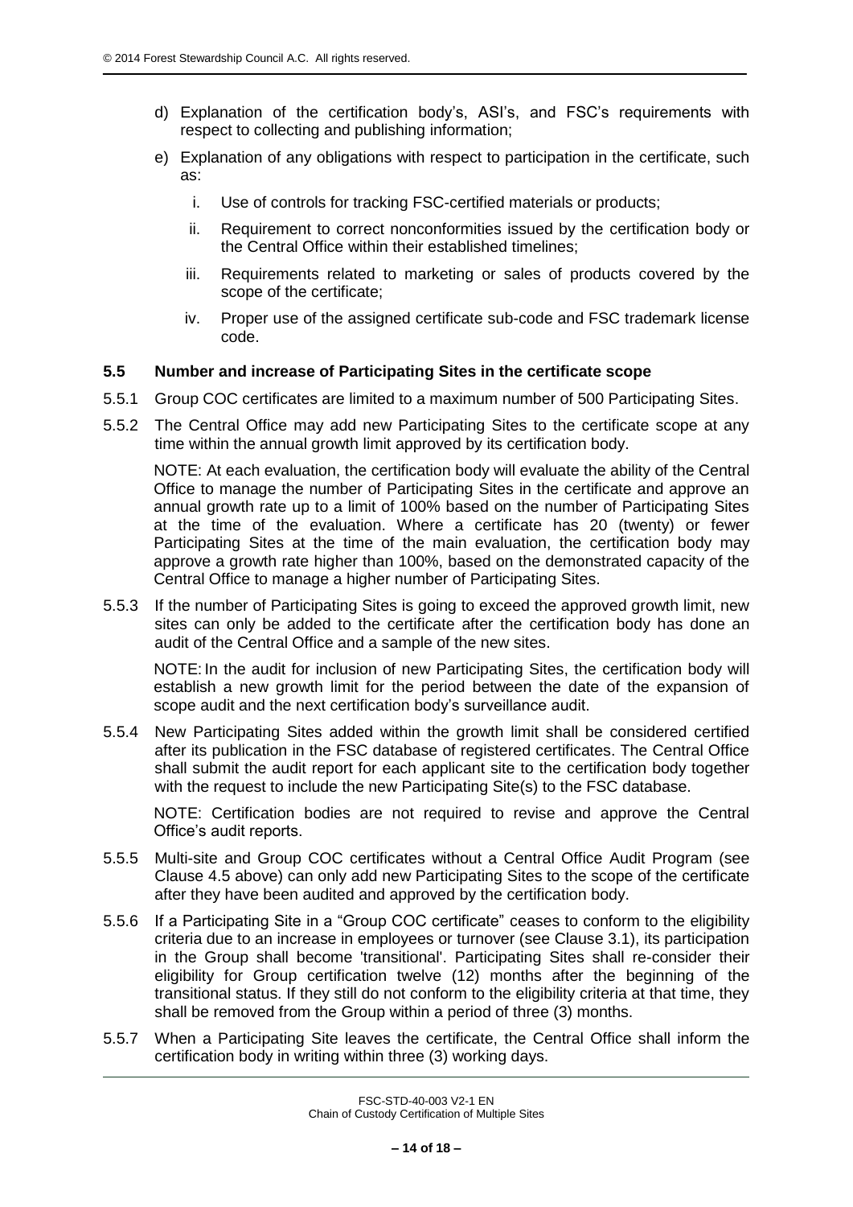d) Explanation of the certification body's, ASI's, and FSC's requirements with respect to collecting and publishing information;

e) Explanation of any obligations with respect to participation in the certificate, such as:

   i. Use of controls for tracking FSC-certified materials or products;

   ii. Requirement to correct nonconformities issued by the certification body or the Central Office within their established timelines;

   iii. Requirements related to marketing or sales of products covered by the scope of the certificate;

   iv. Proper use of the assigned certificate sub-code and FSC trademark license code.

### 5.5 Number and increase of Participating Sites in the certificate scope

5.5.1 Group COC certificates are limited to a maximum number of 500 Participating Sites.

5.5.2 The Central Office may add new Participating Sites to the certificate scope at any time within the annual growth limit approved by its certification body.

NOTE: At each evaluation, the certification body will evaluate the ability of the Central Office to manage the number of Participating Sites in the certificate and approve an annual growth rate up to a limit of 100% based on the number of Participating Sites at the time of the evaluation. Where a certificate has 20 (twenty) or fewer Participating Sites at the time of the main evaluation, the certification body may approve a growth rate higher than 100%, based on the demonstrated capacity of the Central Office to manage a higher number of Participating Sites.

5.5.3 If the number of Participating Sites is going to exceed the approved growth limit, new sites can only be added to the certificate after the certification body has done an audit of the Central Office and a sample of the new sites.

NOTE: In the audit for inclusion of new Participating Sites, the certification body will establish a new growth limit for the period between the date of the expansion of scope audit and the next certification body's surveillance audit.

5.5.4 New Participating Sites added within the growth limit shall be considered certified after its publication in the FSC database of registered certificates. The Central Office shall submit the audit report for each applicant site to the certification body together with the request to include the new Participating Site(s) to the FSC database.

NOTE: Certification bodies are not required to revise and approve the Central Office's audit reports.

5.5.5 Multi-site and Group COC certificates without a Central Office Audit Program (see Clause 4.5 above) can only add new Participating Sites to the scope of the certificate after they have been audited and approved by the certification body.

5.5.6 If a Participating Site in a "Group COC certificate" ceases to conform to the eligibility criteria due to an increase in employees or turnover (see Clause 3.1), its participation in the Group shall become 'transitional'. Participating Sites shall re-consider their eligibility for Group certification twelve (12) months after the beginning of the transitional status. If they still do not conform to the eligibility criteria at that time, they shall be removed from the Group within a period of three (3) months.

5.5.7 When a Participating Site leaves the certificate, the Central Office shall inform the certification body in writing within three (3) working days.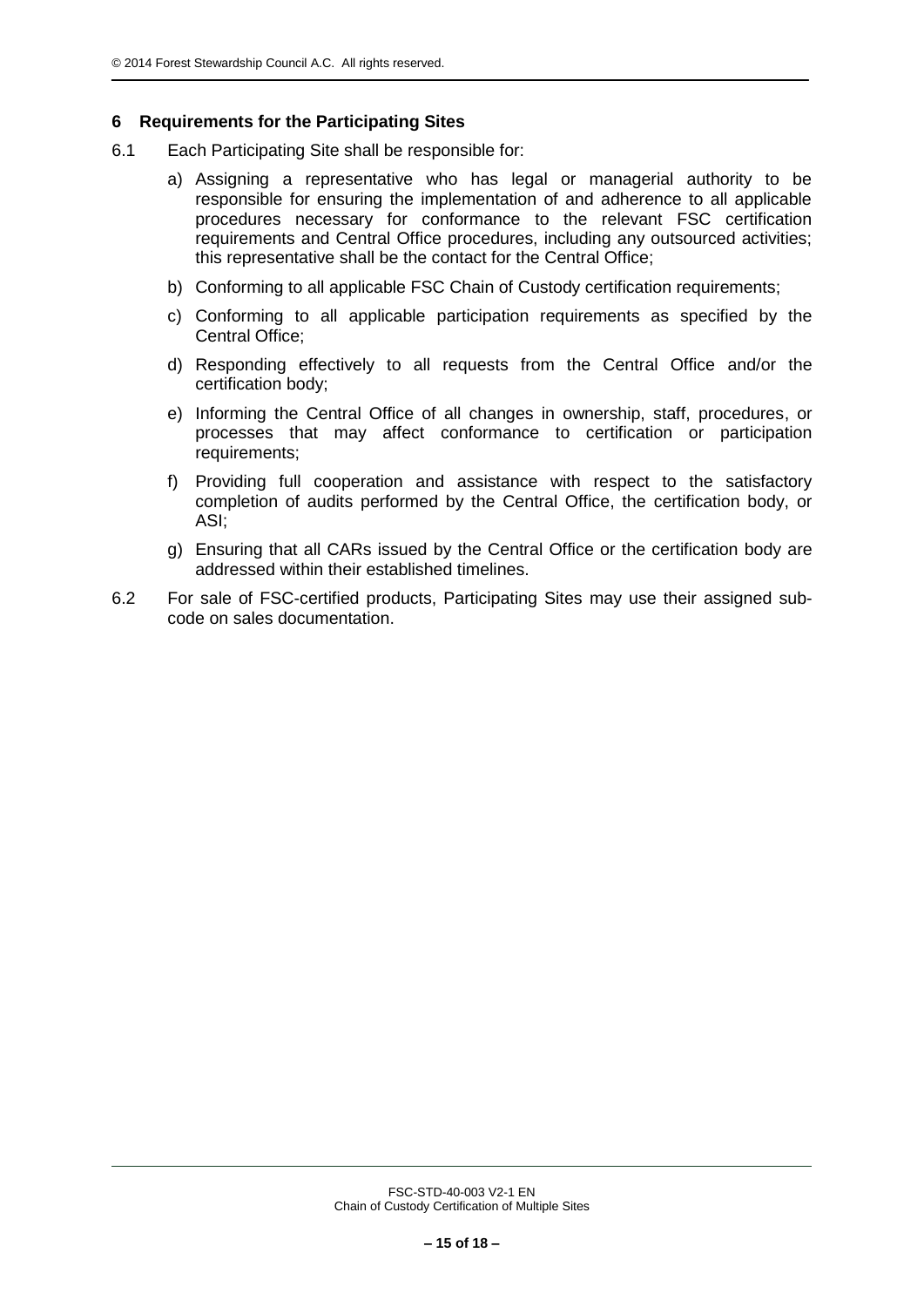## 6 Requirements for the Participating Sites

6.1 Each Participating Site shall be responsible for:

a) Assigning a representative who has legal or managerial authority to be responsible for ensuring the implementation of and adherence to all applicable procedures necessary for conformance to the relevant FSC certification requirements and Central Office procedures, including any outsourced activities; this representative shall be the contact for the Central Office;

b) Conforming to all applicable FSC Chain of Custody certification requirements;

c) Conforming to all applicable participation requirements as specified by the Central Office;

d) Responding effectively to all requests from the Central Office and/or the certification body;

e) Informing the Central Office of all changes in ownership, staff, procedures, or processes that may affect conformance to certification or participation requirements;

f) Providing full cooperation and assistance with respect to the satisfactory completion of audits performed by the Central Office, the certification body, or ASI;

g) Ensuring that all CARs issued by the Central Office or the certification body are addressed within their established timelines.

6.2 For sale of FSC-certified products, Participating Sites may use their assigned sub-code on sales documentation.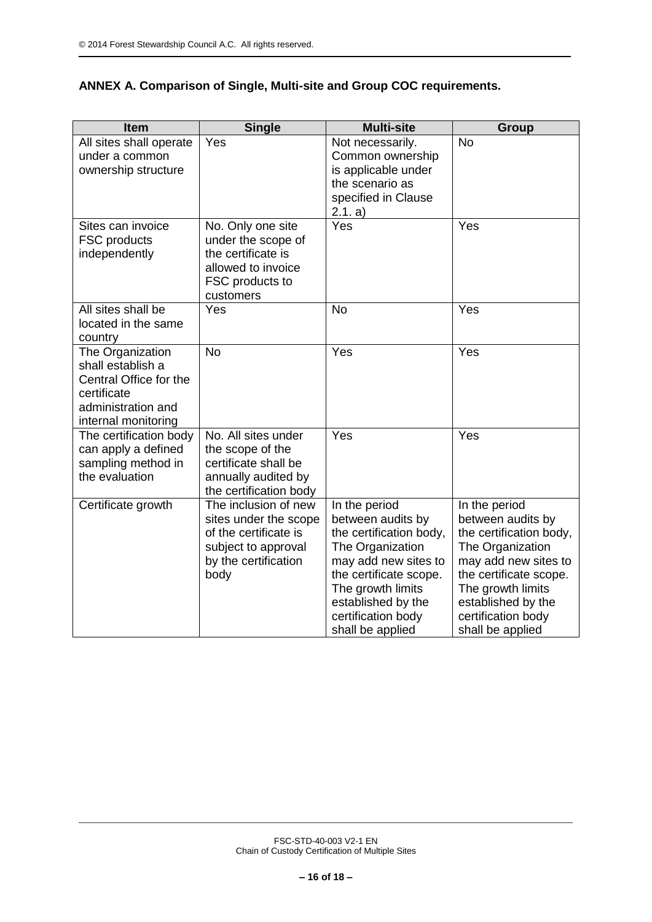**ANNEX A. Comparison of Single, Multi-site and Group COC requirements.**

| Item | Single | Multi-site | Group |
|---|---|---|---|
| All sites shall operate under a common ownership structure | Yes | Not necessarily. Common ownership is applicable under the scenario as specified in Clause 2.1. a) | No |
| Sites can invoice FSC products independently | No. Only one site under the scope of the certificate is allowed to invoice FSC products to customers | Yes | Yes |
| All sites shall be located in the same country | Yes | No | Yes |
| The Organization shall establish a Central Office for the certificate administration and internal monitoring | No | Yes | Yes |
| The certification body can apply a defined sampling method in the evaluation | No. All sites under the scope of the certificate shall be annually audited by the certification body | Yes | Yes |
| Certificate growth | The inclusion of new sites under the scope of the certificate is subject to approval by the certification body | In the period between audits by the certification body, The Organization may add new sites to the certificate scope. The growth limits established by the certification body shall be applied | In the period between audits by the certification body, The Organization may add new sites to the certificate scope. The growth limits established by the certification body shall be applied |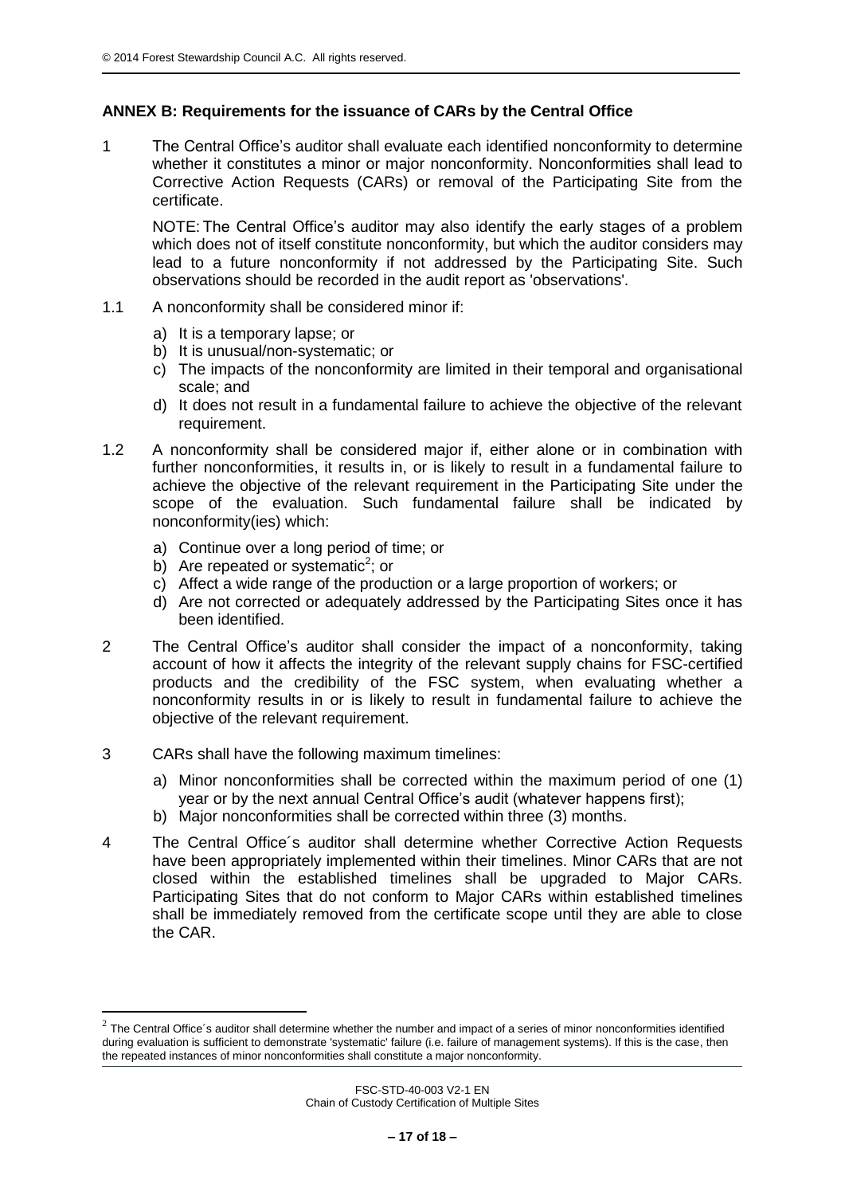## ANNEX B: Requirements for the issuance of CARs by the Central Office

1 The Central Office's auditor shall evaluate each identified nonconformity to determine whether it constitutes a minor or major nonconformity. Nonconformities shall lead to Corrective Action Requests (CARs) or removal of the Participating Site from the certificate.

NOTE: The Central Office's auditor may also identify the early stages of a problem which does not of itself constitute nonconformity, but which the auditor considers may lead to a future nonconformity if not addressed by the Participating Site. Such observations should be recorded in the audit report as 'observations'.

1.1 A nonconformity shall be considered minor if:

a) It is a temporary lapse; or
b) It is unusual/non-systematic; or
c) The impacts of the nonconformity are limited in their temporal and organisational scale; and
d) It does not result in a fundamental failure to achieve the objective of the relevant requirement.

1.2 A nonconformity shall be considered major if, either alone or in combination with further nonconformities, it results in, or is likely to result in a fundamental failure to achieve the objective of the relevant requirement in the Participating Site under the scope of the evaluation. Such fundamental failure shall be indicated by nonconformity(ies) which:

a) Continue over a long period of time; or
b) Are repeated or systematic[2]; or
c) Affect a wide range of the production or a large proportion of workers; or
d) Are not corrected or adequately addressed by the Participating Sites once it has been identified.

2 The Central Office's auditor shall consider the impact of a nonconformity, taking account of how it affects the integrity of the relevant supply chains for FSC-certified products and the credibility of the FSC system, when evaluating whether a nonconformity results in or is likely to result in fundamental failure to achieve the objective of the relevant requirement.

3 CARs shall have the following maximum timelines:

a) Minor nonconformities shall be corrected within the maximum period of one (1) year or by the next annual Central Office's audit (whatever happens first);
b) Major nonconformities shall be corrected within three (3) months.

4 The Central Office´s auditor shall determine whether Corrective Action Requests have been appropriately implemented within their timelines. Minor CARs that are not closed within the established timelines shall be upgraded to Major CARs. Participating Sites that do not conform to Major CARs within established timelines shall be immediately removed from the certificate scope until they are able to close the CAR.

---

[2] The Central Office´s auditor shall determine whether the number and impact of a series of minor nonconformities identified during evaluation is sufficient to demonstrate 'systematic' failure (i.e. failure of management systems). If this is the case, then the repeated instances of minor nonconformities shall constitute a major nonconformity.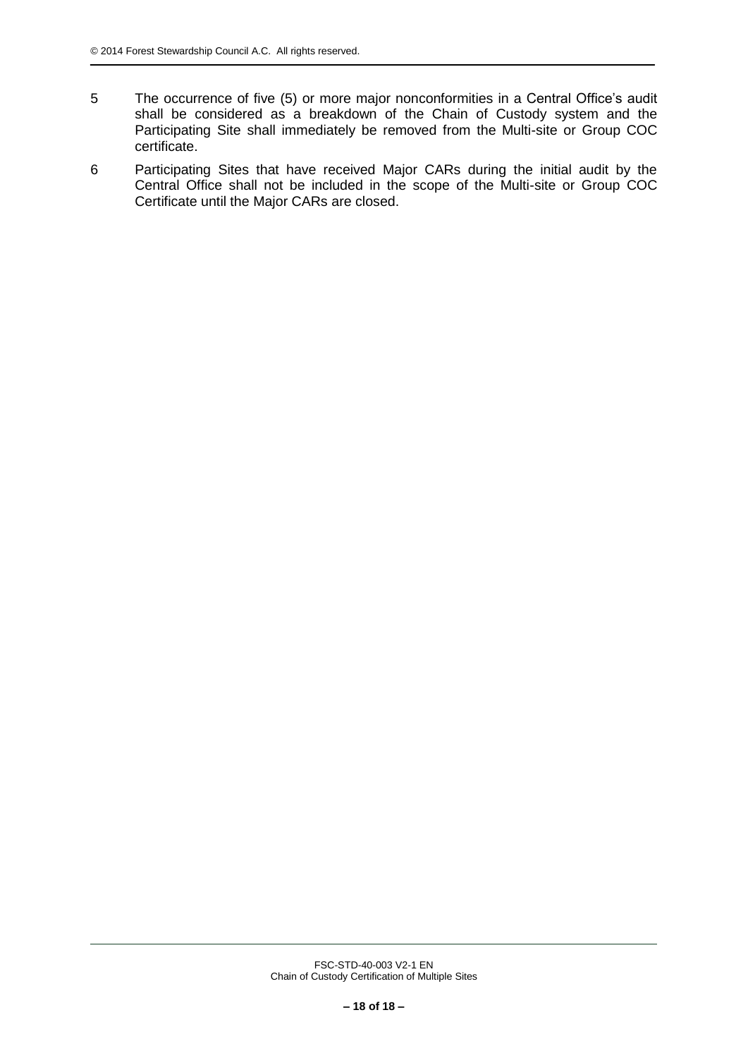5 The occurrence of five (5) or more major nonconformities in a Central Office's audit shall be considered as a breakdown of the Chain of Custody system and the Participating Site shall immediately be removed from the Multi-site or Group COC certificate.

6 Participating Sites that have received Major CARs during the initial audit by the Central Office shall not be included in the scope of the Multi-site or Group COC Certificate until the Major CARs are closed.